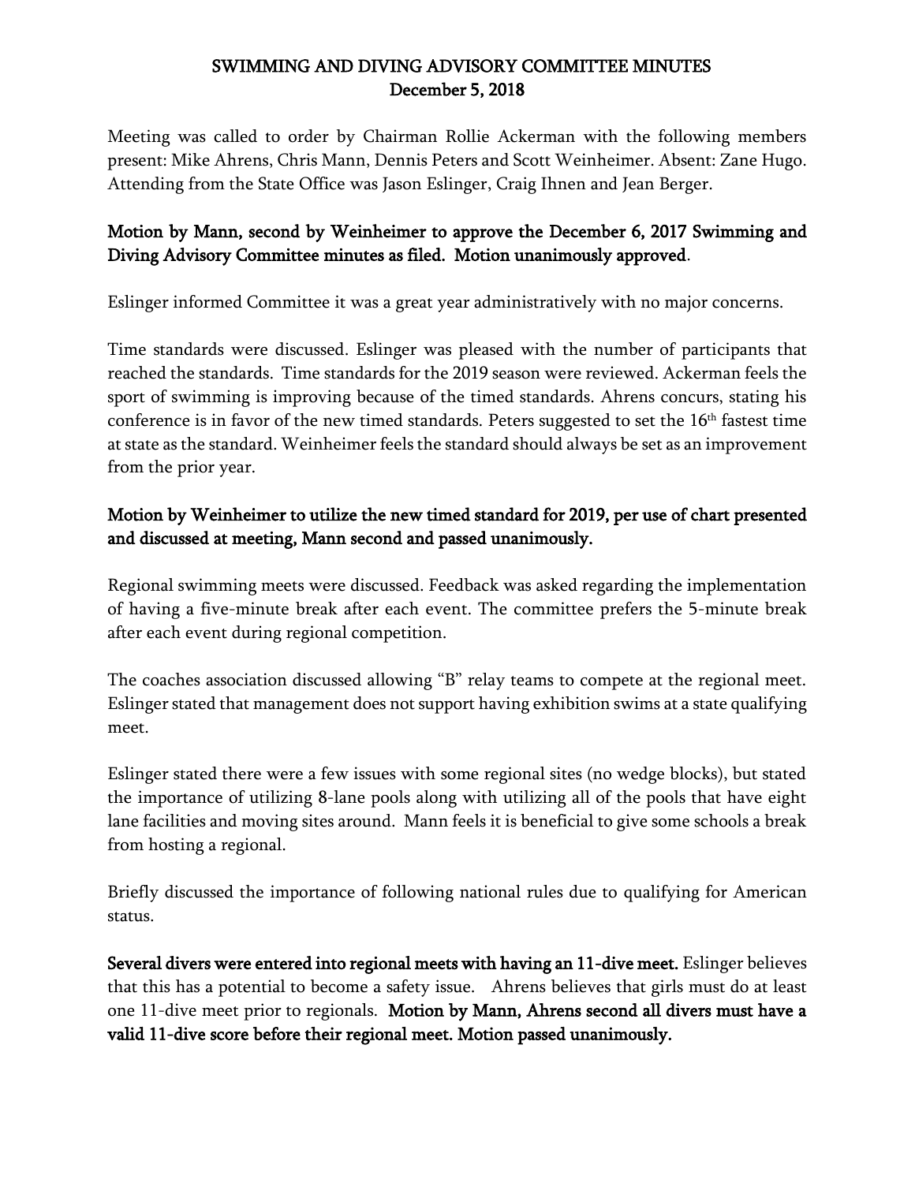# SWIMMING AND DIVING ADVISORY COMMITTEE MINUTES
## December 5, 2018

Meeting was called to order by Chairman Rollie Ackerman with the following members present: Mike Ahrens, Chris Mann, Dennis Peters and Scott Weinheimer. Absent: Zane Hugo. Attending from the State Office was Jason Eslinger, Craig Ihnen and Jean Berger.

**Motion by Mann, second by Weinheimer to approve the December 6, 2017 Swimming and Diving Advisory Committee minutes as filed. Motion unanimously approved**.

Eslinger informed Committee it was a great year administratively with no major concerns.

Time standards were discussed. Eslinger was pleased with the number of participants that reached the standards. Time standards for the 2019 season were reviewed. Ackerman feels the sport of swimming is improving because of the timed standards. Ahrens concurs, stating his conference is in favor of the new timed standards. Peters suggested to set the 16th fastest time at state as the standard. Weinheimer feels the standard should always be set as an improvement from the prior year.

**Motion by Weinheimer to utilize the new timed standard for 2019, per use of chart presented and discussed at meeting, Mann second and passed unanimously.**

Regional swimming meets were discussed. Feedback was asked regarding the implementation of having a five-minute break after each event. The committee prefers the 5-minute break after each event during regional competition.

The coaches association discussed allowing "B" relay teams to compete at the regional meet. Eslinger stated that management does not support having exhibition swims at a state qualifying meet.

Eslinger stated there were a few issues with some regional sites (no wedge blocks), but stated the importance of utilizing 8-lane pools along with utilizing all of the pools that have eight lane facilities and moving sites around. Mann feels it is beneficial to give some schools a break from hosting a regional.

Briefly discussed the importance of following national rules due to qualifying for American status.

**Several divers were entered into regional meets with having an 11-dive meet.** Eslinger believes that this has a potential to become a safety issue. Ahrens believes that girls must do at least one 11-dive meet prior to regionals. **Motion by Mann, Ahrens second all divers must have a valid 11-dive score before their regional meet. Motion passed unanimously.**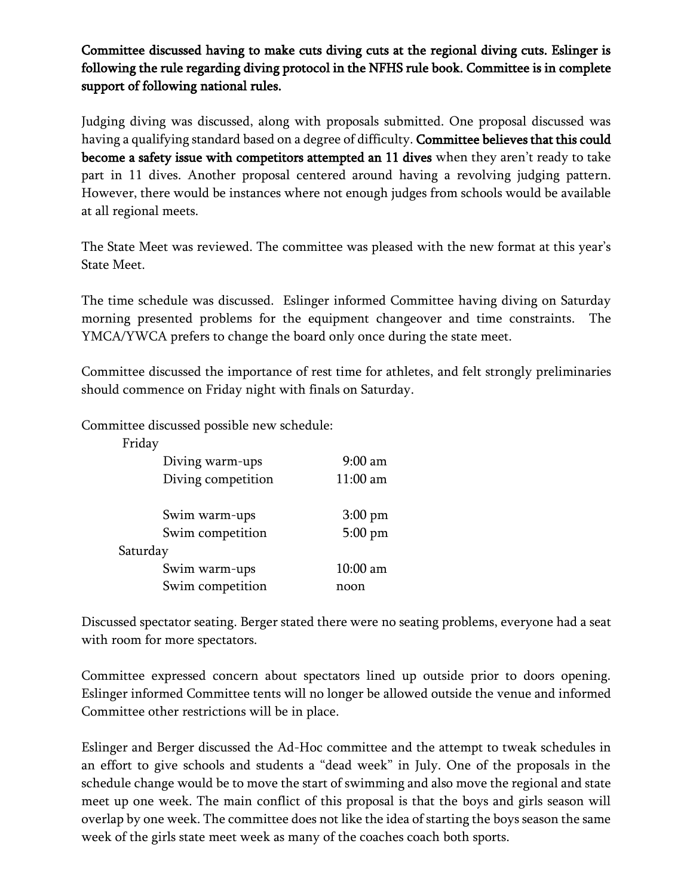**Committee discussed having to make cuts diving cuts at the regional diving cuts. Eslinger is following the rule regarding diving protocol in the NFHS rule book. Committee is in complete support of following national rules.**

Judging diving was discussed, along with proposals submitted. One proposal discussed was having a qualifying standard based on a degree of difficulty. **Committee believes that this could become a safety issue with competitors attempted an 11 dives** when they aren't ready to take part in 11 dives. Another proposal centered around having a revolving judging pattern. However, there would be instances where not enough judges from schools would be available at all regional meets.

The State Meet was reviewed. The committee was pleased with the new format at this year's State Meet.

The time schedule was discussed. Eslinger informed Committee having diving on Saturday morning presented problems for the equipment changeover and time constraints. The YMCA/YWCA prefers to change the board only once during the state meet.

Committee discussed the importance of rest time for athletes, and felt strongly preliminaries should commence on Friday night with finals on Saturday.

Committee discussed possible new schedule:

Friday

| | |
|---|---|
| Diving warm-ups | 9:00 am |
| Diving competition | 11:00 am |
| | |
| Swim warm-ups | 3:00 pm |
| Swim competition | 5:00 pm |

Saturday

| | |
|---|---|
| Swim warm-ups | 10:00 am |
| Swim competition | noon |

Discussed spectator seating. Berger stated there were no seating problems, everyone had a seat with room for more spectators.

Committee expressed concern about spectators lined up outside prior to doors opening. Eslinger informed Committee tents will no longer be allowed outside the venue and informed Committee other restrictions will be in place.

Eslinger and Berger discussed the Ad-Hoc committee and the attempt to tweak schedules in an effort to give schools and students a "dead week" in July. One of the proposals in the schedule change would be to move the start of swimming and also move the regional and state meet up one week. The main conflict of this proposal is that the boys and girls season will overlap by one week. The committee does not like the idea of starting the boys season the same week of the girls state meet week as many of the coaches coach both sports.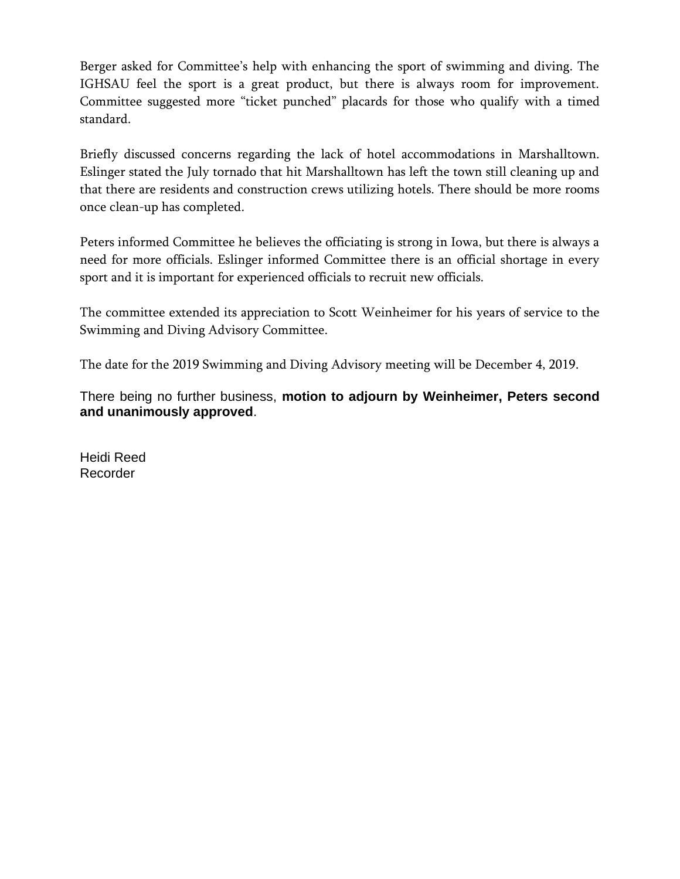Berger asked for Committee's help with enhancing the sport of swimming and diving. The IGHSAU feel the sport is a great product, but there is always room for improvement. Committee suggested more "ticket punched" placards for those who qualify with a timed standard.

Briefly discussed concerns regarding the lack of hotel accommodations in Marshalltown. Eslinger stated the July tornado that hit Marshalltown has left the town still cleaning up and that there are residents and construction crews utilizing hotels. There should be more rooms once clean-up has completed.

Peters informed Committee he believes the officiating is strong in Iowa, but there is always a need for more officials. Eslinger informed Committee there is an official shortage in every sport and it is important for experienced officials to recruit new officials.

The committee extended its appreciation to Scott Weinheimer for his years of service to the Swimming and Diving Advisory Committee.

The date for the 2019 Swimming and Diving Advisory meeting will be December 4, 2019.

There being no further business, **motion to adjourn by Weinheimer, Peters second and unanimously approved**.

Heidi Reed
Recorder